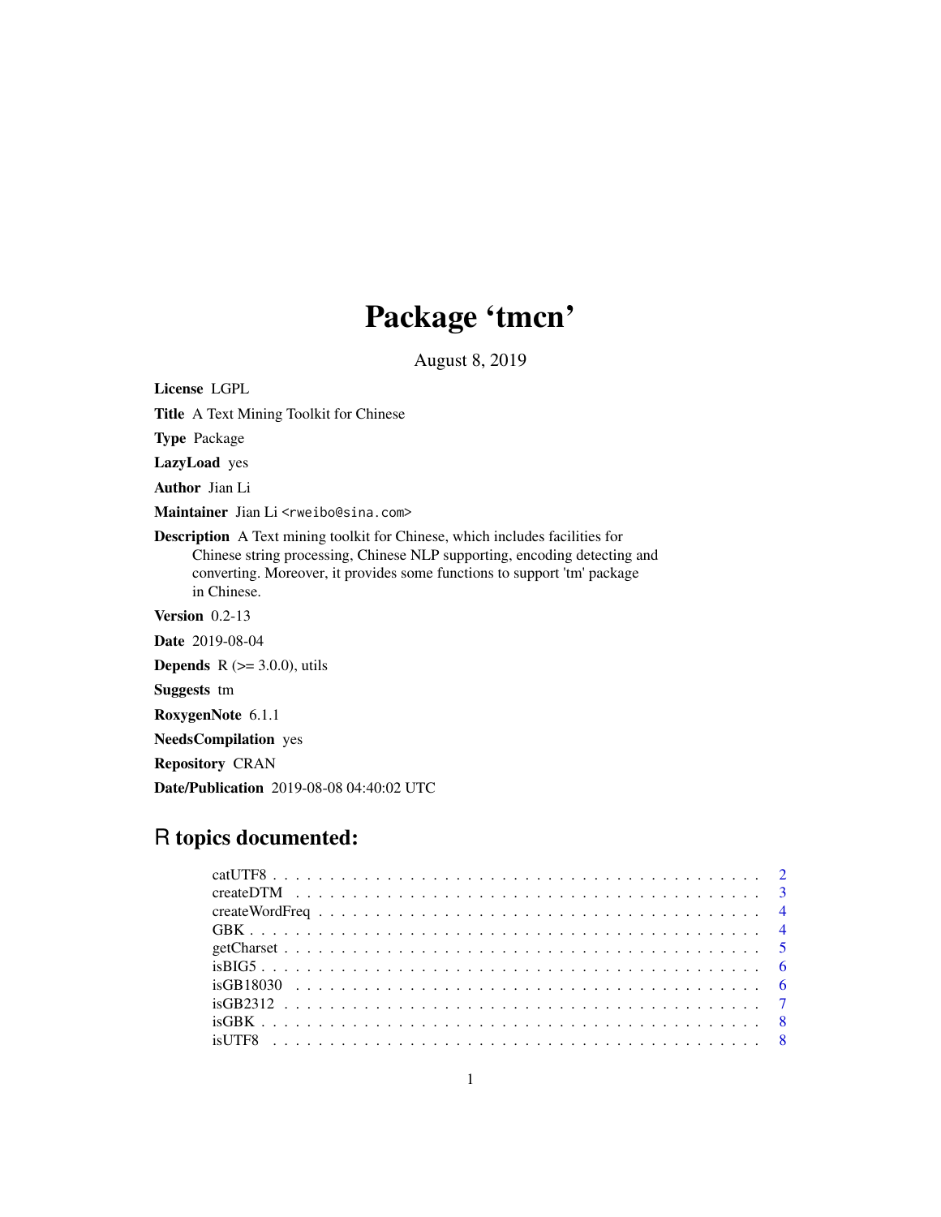# Package 'tmcn'

August 8, 2019

**License** LGPL

**Title** A Text Mining Toolkit for Chinese

**Type** Package

**LazyLoad** yes

**Author** Jian Li

**Maintainer** Jian Li <rweibo@sina.com>

**Description** A Text mining toolkit for Chinese, which includes facilities for Chinese string processing, Chinese NLP supporting, encoding detecting and converting. Moreover, it provides some functions to support 'tm' package in Chinese.

**Version** 0.2-13

**Date** 2019-08-04

**Depends** R (>= 3.0.0), utils

**Suggests** tm

**RoxygenNote** 6.1.1

**NeedsCompilation** yes

**Repository** CRAN

**Date/Publication** 2019-08-08 04:40:02 UTC

## R topics documented:

- catUTF8 . . . . . . . . . . . . . . . . . . . . . . . . . . . . . . . . . . . . . . . . . 2
- createDTM . . . . . . . . . . . . . . . . . . . . . . . . . . . . . . . . . . . . . . . . 3
- createWordFreq . . . . . . . . . . . . . . . . . . . . . . . . . . . . . . . . . . . . . . 4
- GBK . . . . . . . . . . . . . . . . . . . . . . . . . . . . . . . . . . . . . . . . . . . . 4
- getCharset . . . . . . . . . . . . . . . . . . . . . . . . . . . . . . . . . . . . . . . . 5
- isBIG5 . . . . . . . . . . . . . . . . . . . . . . . . . . . . . . . . . . . . . . . . . . 6
- isGB18030 . . . . . . . . . . . . . . . . . . . . . . . . . . . . . . . . . . . . . . . . 6
- isGB2312 . . . . . . . . . . . . . . . . . . . . . . . . . . . . . . . . . . . . . . . . 7
- isGBK . . . . . . . . . . . . . . . . . . . . . . . . . . . . . . . . . . . . . . . . . . 8
- isUTF8 . . . . . . . . . . . . . . . . . . . . . . . . . . . . . . . . . . . . . . . . . . 8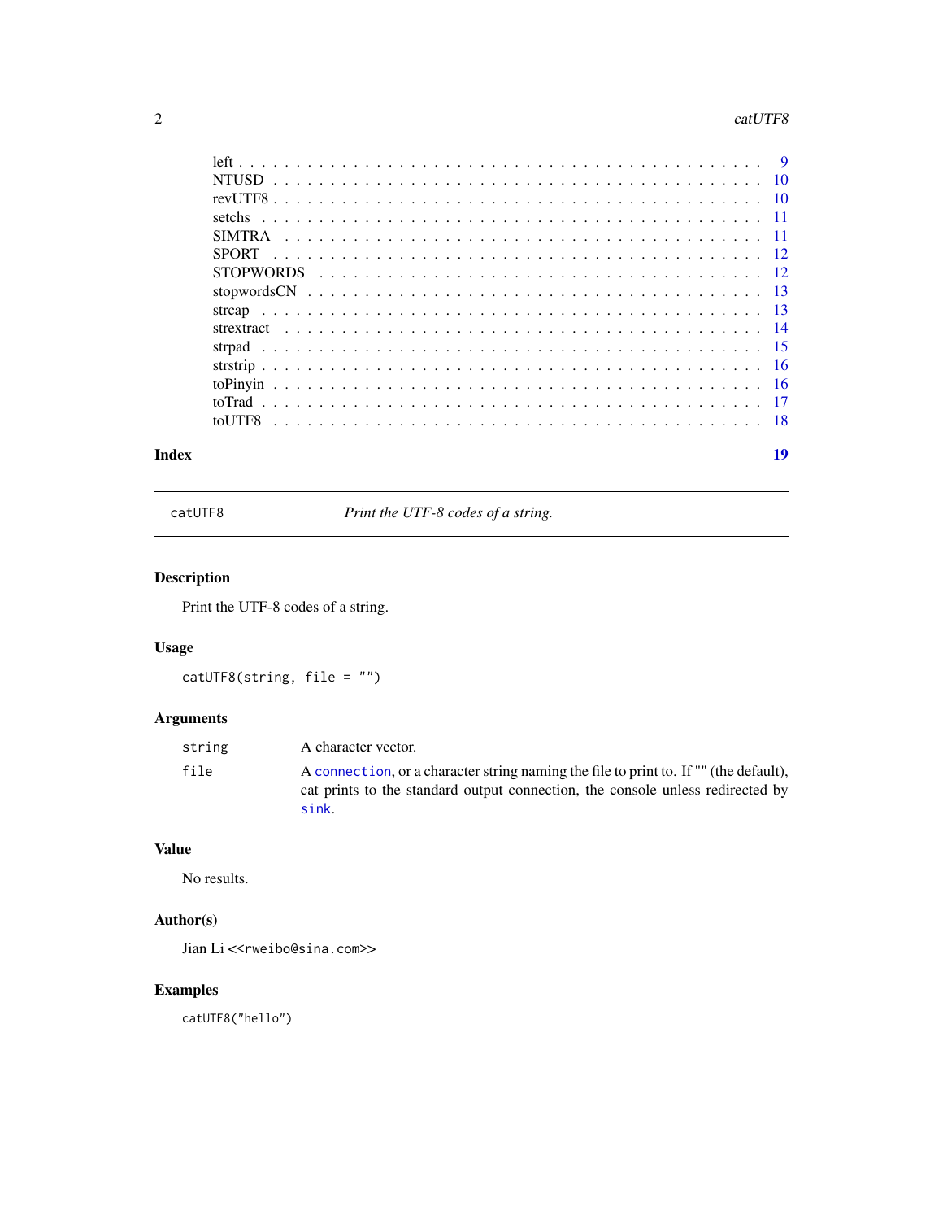| | |
|---|---|
| left | 9 |
| NTUSD | 10 |
| revUTF8 | 10 |
| setchs | 11 |
| SIMTRA | 11 |
| SPORT | 12 |
| STOPWORDS | 12 |
| stopwordsCN | 13 |
| strcap | 13 |
| strextract | 14 |
| strpad | 15 |
| strstrip | 16 |
| toPinyin | 16 |
| toTrad | 17 |
| toUTF8 | 18 |

**Index** **19**

---

`catUTF8` *Print the UTF-8 codes of a string.*

---

## Description

Print the UTF-8 codes of a string.

## Usage

```
catUTF8(string, file = "")
```

## Arguments

| | |
|---|---|
| `string` | A character vector. |
| `file` | A `connection`, or a character string naming the file to print to. If "" (the default), cat prints to the standard output connection, the console unless redirected by `sink`. |

## Value

No results.

## Author(s)

Jian Li <`<rweibo@sina.com>`>

## Examples

```
catUTF8("hello")
```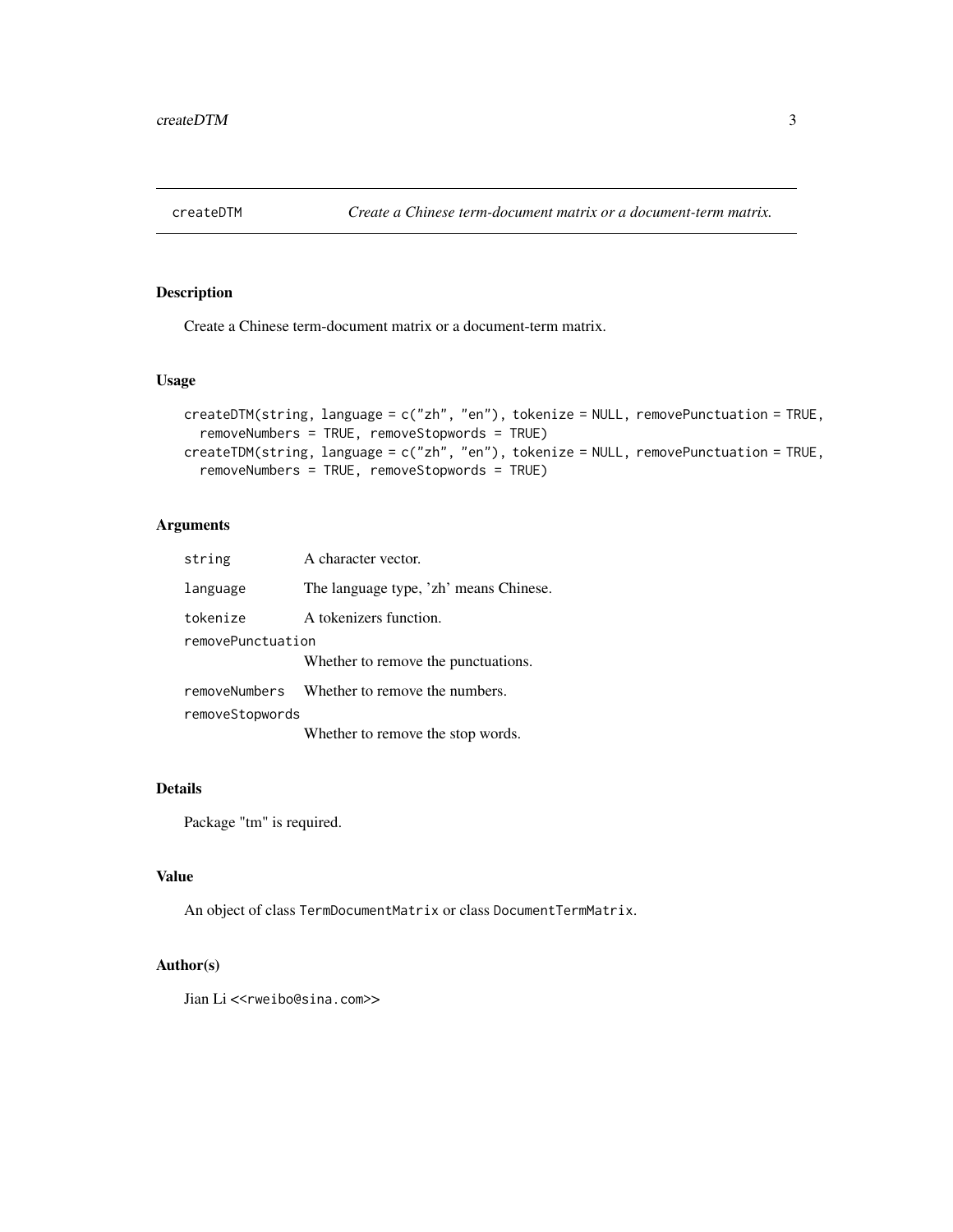# createDTM — *Create a Chinese term-document matrix or a document-term matrix.*

## Description

Create a Chinese term-document matrix or a document-term matrix.

## Usage

```
createDTM(string, language = c("zh", "en"), tokenize = NULL, removePunctuation = TRUE,
  removeNumbers = TRUE, removeStopwords = TRUE)
createTDM(string, language = c("zh", "en"), tokenize = NULL, removePunctuation = TRUE,
  removeNumbers = TRUE, removeStopwords = TRUE)
```

## Arguments

| | |
|---|---|
| `string` | A character vector. |
| `language` | The language type, 'zh' means Chinese. |
| `tokenize` | A tokenizers function. |
| `removePunctuation` | Whether to remove the punctuations. |
| `removeNumbers` | Whether to remove the numbers. |
| `removeStopwords` | Whether to remove the stop words. |

## Details

Package "tm" is required.

## Value

An object of class `TermDocumentMatrix` or class `DocumentTermMatrix`.

## Author(s)

Jian Li <<rweibo@sina.com>>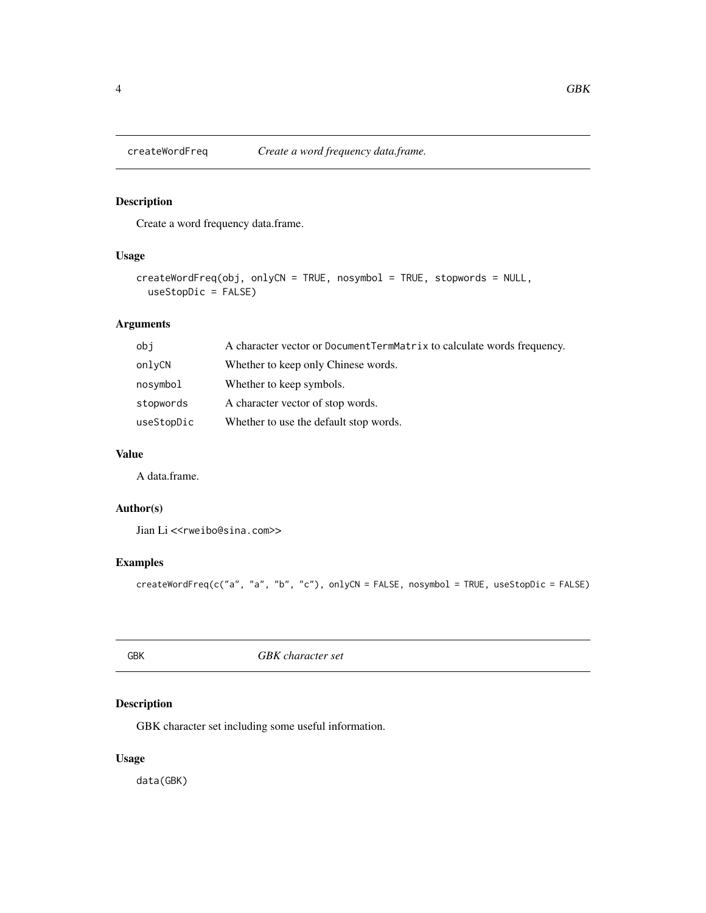## createWordFreq *Create a word frequency data.frame.*

### Description

Create a word frequency data.frame.

### Usage

```
createWordFreq(obj, onlyCN = TRUE, nosymbol = TRUE, stopwords = NULL,
  useStopDic = FALSE)
```

### Arguments

| | |
|---|---|
| obj | A character vector or DocumentTermMatrix to calculate words frequency. |
| onlyCN | Whether to keep only Chinese words. |
| nosymbol | Whether to keep symbols. |
| stopwords | A character vector of stop words. |
| useStopDic | Whether to use the default stop words. |

### Value

A data.frame.

### Author(s)

Jian Li <<rweibo@sina.com>>

### Examples

```
createWordFreq(c("a", "a", "b", "c"), onlyCN = FALSE, nosymbol = TRUE, useStopDic = FALSE)
```

## GBK *GBK character set*

### Description

GBK character set including some useful information.

### Usage

```
data(GBK)
```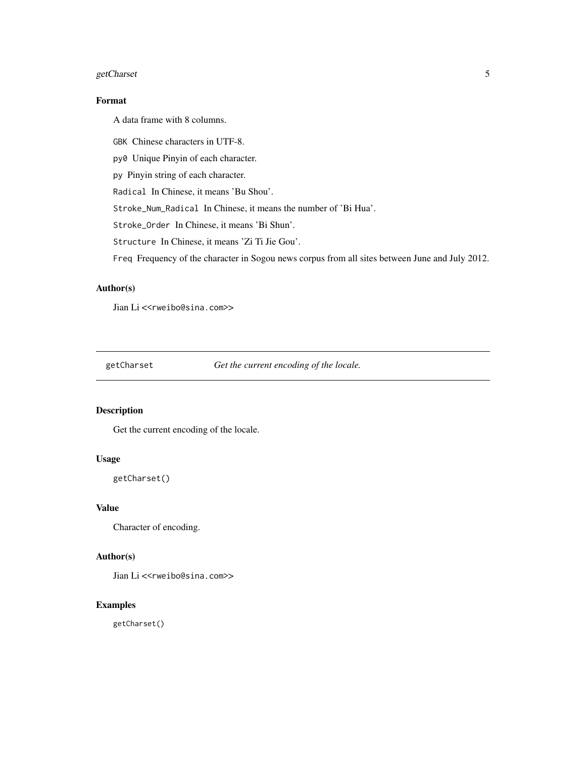## Format

A data frame with 8 columns.

`GBK` Chinese characters in UTF-8.

`py0` Unique Pinyin of each character.

`py` Pinyin string of each character.

`Radical` In Chinese, it means 'Bu Shou'.

`Stroke_Num_Radical` In Chinese, it means the number of 'Bi Hua'.

`Stroke_Order` In Chinese, it means 'Bi Shun'.

`Structure` In Chinese, it means 'Zi Ti Jie Gou'.

`Freq` Frequency of the character in Sogou news corpus from all sites between June and July 2012.

## Author(s)

Jian Li <<rweibo@sina.com>>

---

# getCharset — *Get the current encoding of the locale.*

---

## Description

Get the current encoding of the locale.

## Usage

```
getCharset()
```

## Value

Character of encoding.

## Author(s)

Jian Li <<rweibo@sina.com>>

## Examples

```
getCharset()
```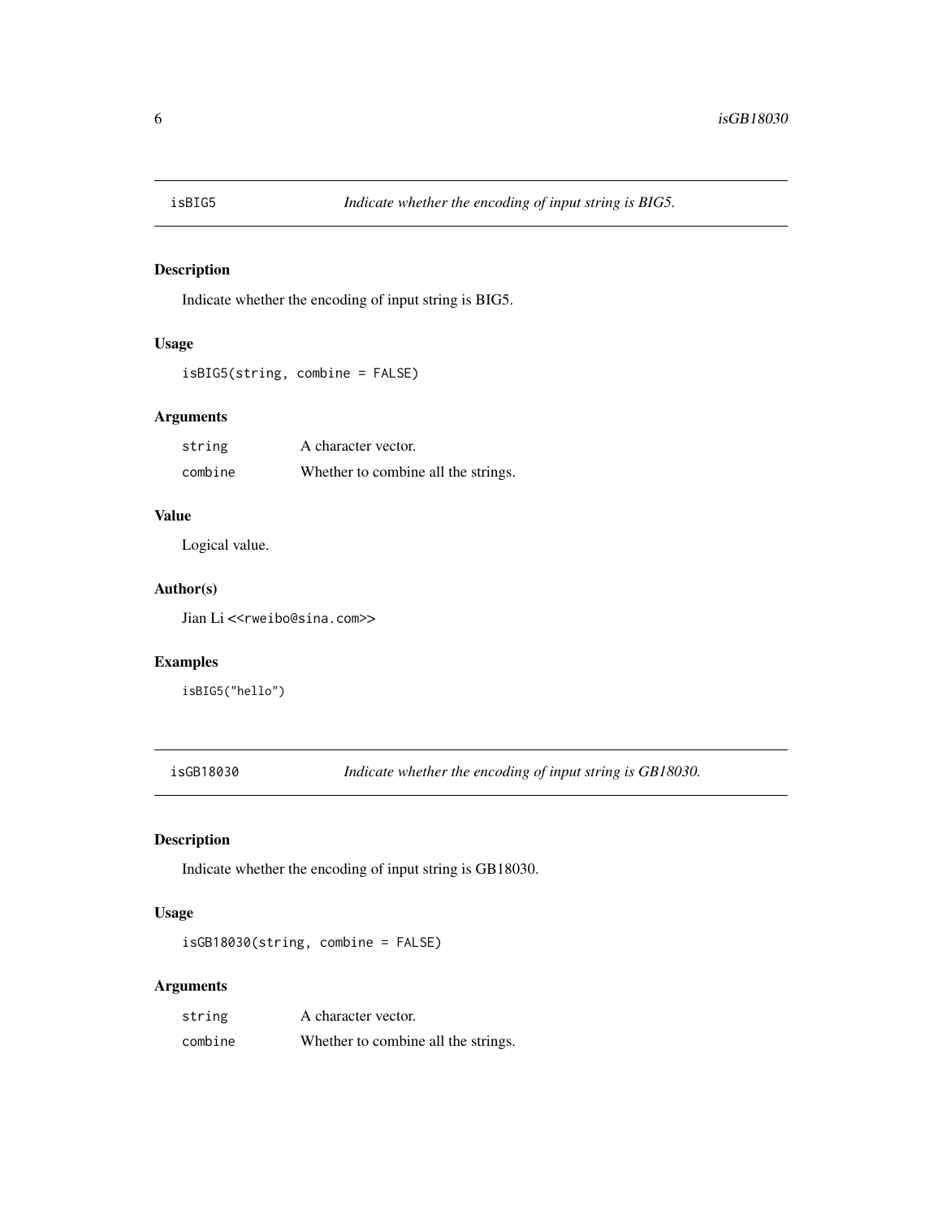## isBIG5 — *Indicate whether the encoding of input string is BIG5.*

### Description

Indicate whether the encoding of input string is BIG5.

### Usage

```
isBIG5(string, combine = FALSE)
```

### Arguments

| | |
|---|---|
| `string` | A character vector. |
| `combine` | Whether to combine all the strings. |

### Value

Logical value.

### Author(s)

Jian Li <<rweibo@sina.com>>

### Examples

```
isBIG5("hello")
```

## isGB18030 — *Indicate whether the encoding of input string is GB18030.*

### Description

Indicate whether the encoding of input string is GB18030.

### Usage

```
isGB18030(string, combine = FALSE)
```

### Arguments

| | |
|---|---|
| `string` | A character vector. |
| `combine` | Whether to combine all the strings. |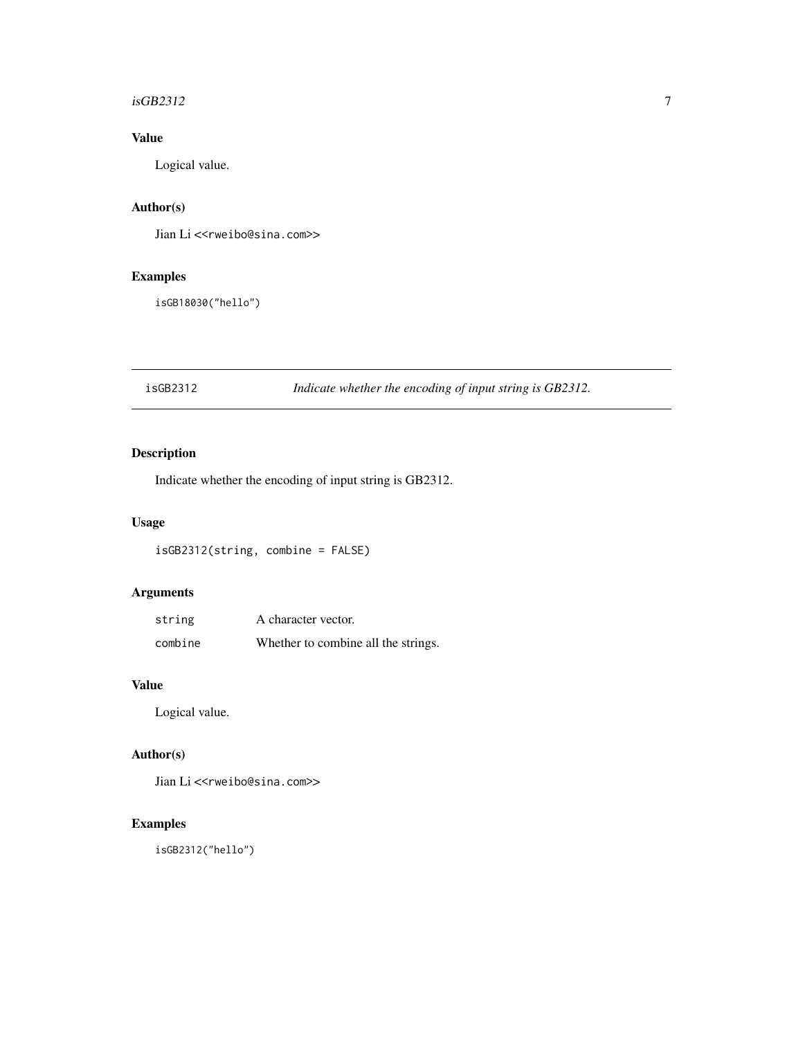### Value

Logical value.

### Author(s)

Jian Li <<rweibo@sina.com>>

### Examples

```
isGB18030("hello")
```

---

## isGB2312 — *Indicate whether the encoding of input string is GB2312.*

---

### Description

Indicate whether the encoding of input string is GB2312.

### Usage

```
isGB2312(string, combine = FALSE)
```

### Arguments

| | |
|---|---|
| `string` | A character vector. |
| `combine` | Whether to combine all the strings. |

### Value

Logical value.

### Author(s)

Jian Li <<rweibo@sina.com>>

### Examples

```
isGB2312("hello")
```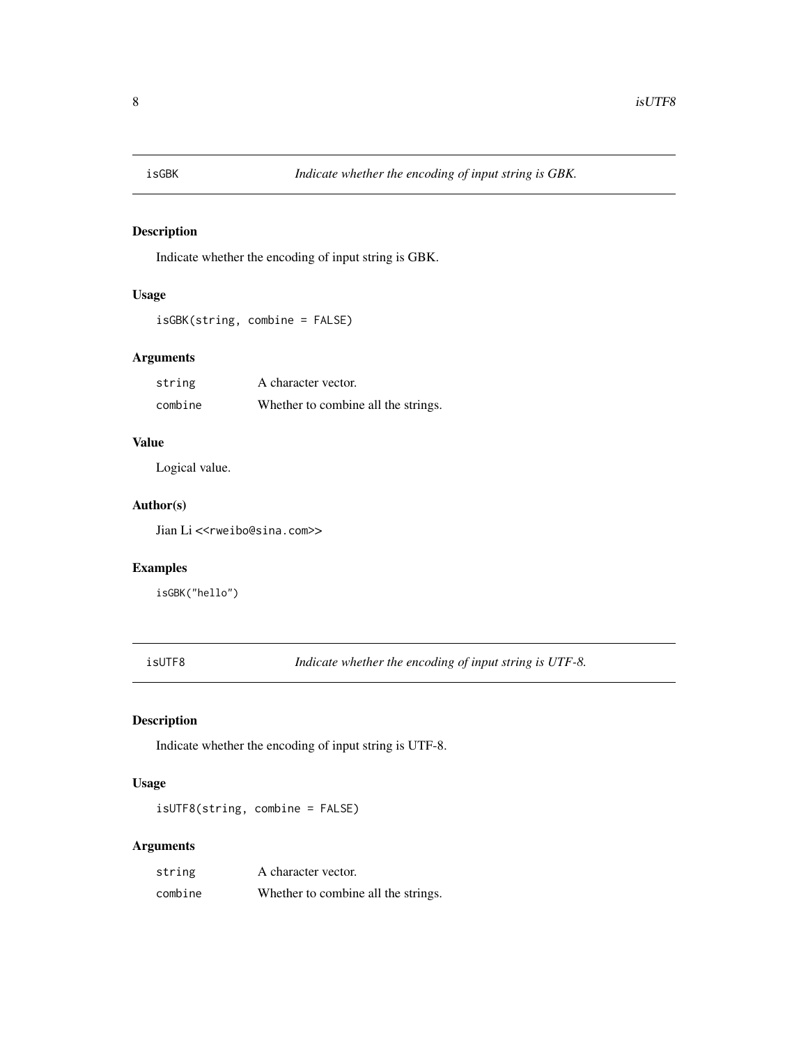## isGBK — *Indicate whether the encoding of input string is GBK.*

### Description

Indicate whether the encoding of input string is GBK.

### Usage

```
isGBK(string, combine = FALSE)
```

### Arguments

| | |
|---|---|
| `string` | A character vector. |
| `combine` | Whether to combine all the strings. |

### Value

Logical value.

### Author(s)

Jian Li <<rweibo@sina.com>>

### Examples

```
isGBK("hello")
```

## isUTF8 — *Indicate whether the encoding of input string is UTF-8.*

### Description

Indicate whether the encoding of input string is UTF-8.

### Usage

```
isUTF8(string, combine = FALSE)
```

### Arguments

| | |
|---|---|
| `string` | A character vector. |
| `combine` | Whether to combine all the strings. |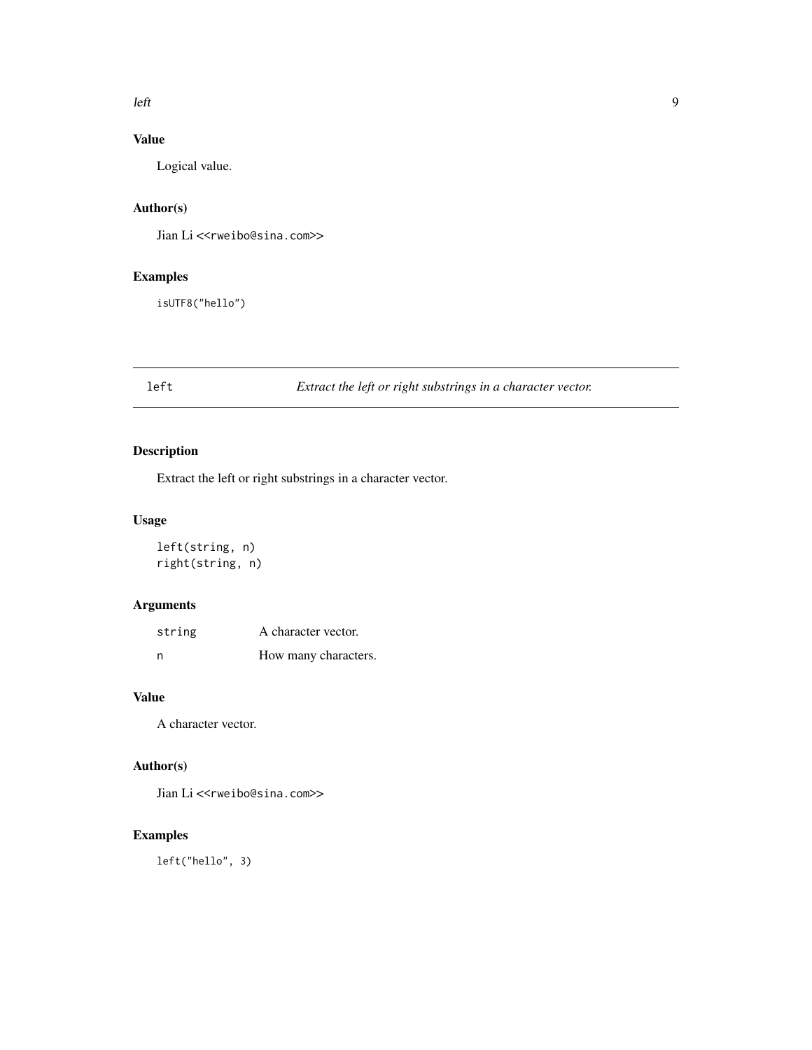## Value

Logical value.

## Author(s)

Jian Li <<rweibo@sina.com>>

## Examples

```
isUTF8("hello")
```

---

# left — *Extract the left or right substrings in a character vector.*

## Description

Extract the left or right substrings in a character vector.

## Usage

```
left(string, n)
right(string, n)
```

## Arguments

| | |
|---|---|
| string | A character vector. |
| n | How many characters. |

## Value

A character vector.

## Author(s)

Jian Li <<rweibo@sina.com>>

## Examples

```
left("hello", 3)
```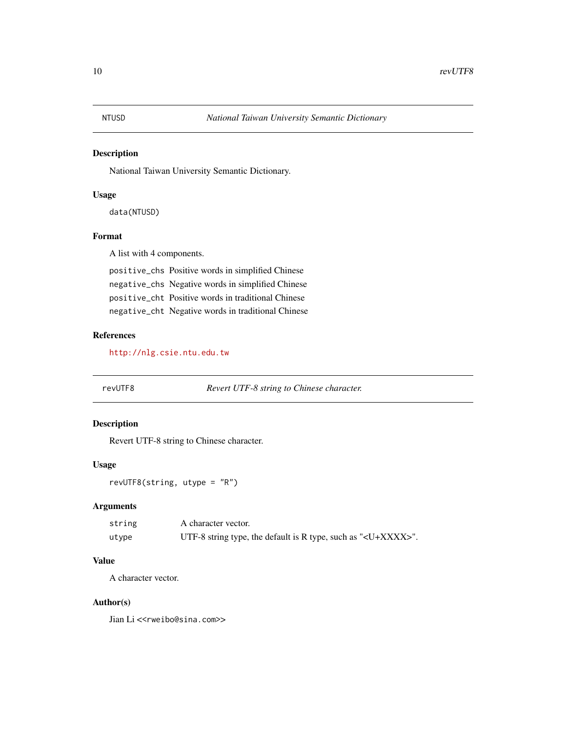## NTUSD — *National Taiwan University Semantic Dictionary*

### Description

National Taiwan University Semantic Dictionary.

### Usage

```
data(NTUSD)
```

### Format

A list with 4 components.

- `positive_chs` Positive words in simplified Chinese
- `negative_chs` Negative words in simplified Chinese
- `positive_cht` Positive words in traditional Chinese
- `negative_cht` Negative words in traditional Chinese

### References

http://nlg.csie.ntu.edu.tw

## revUTF8 — *Revert UTF-8 string to Chinese character.*

### Description

Revert UTF-8 string to Chinese character.

### Usage

```
revUTF8(string, utype = "R")
```

### Arguments

| | |
|---|---|
| `string` | A character vector. |
| `utype` | UTF-8 string type, the default is R type, such as "<U+XXXX>". |

### Value

A character vector.

### Author(s)

Jian Li <<rweibo@sina.com>>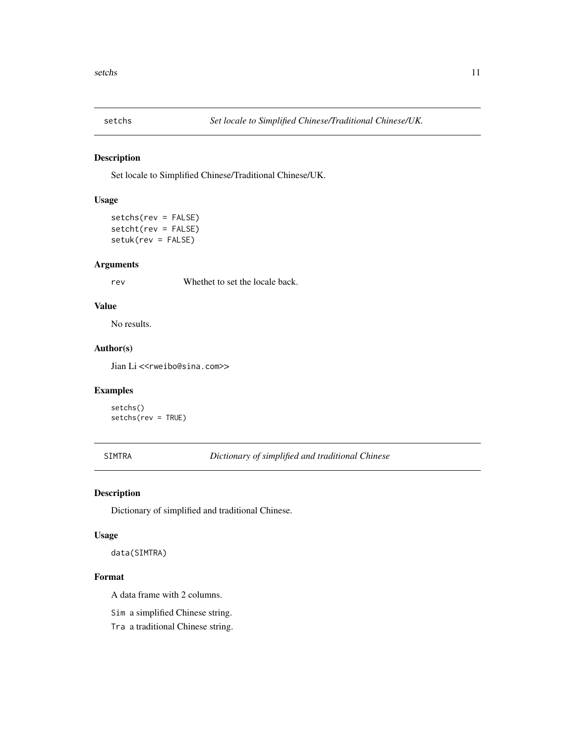## setchs — *Set locale to Simplified Chinese/Traditional Chinese/UK.*

### Description

Set locale to Simplified Chinese/Traditional Chinese/UK.

### Usage

```
setchs(rev = FALSE)
setcht(rev = FALSE)
setuk(rev = FALSE)
```

### Arguments

| | |
|---|---|
| rev | Whethet to set the locale back. |

### Value

No results.

### Author(s)

Jian Li <<rweibo@sina.com>>

### Examples

```
setchs()
setchs(rev = TRUE)
```

## SIMTRA — *Dictionary of simplified and traditional Chinese*

### Description

Dictionary of simplified and traditional Chinese.

### Usage

```
data(SIMTRA)
```

### Format

A data frame with 2 columns.

`Sim` a simplified Chinese string.

`Tra` a traditional Chinese string.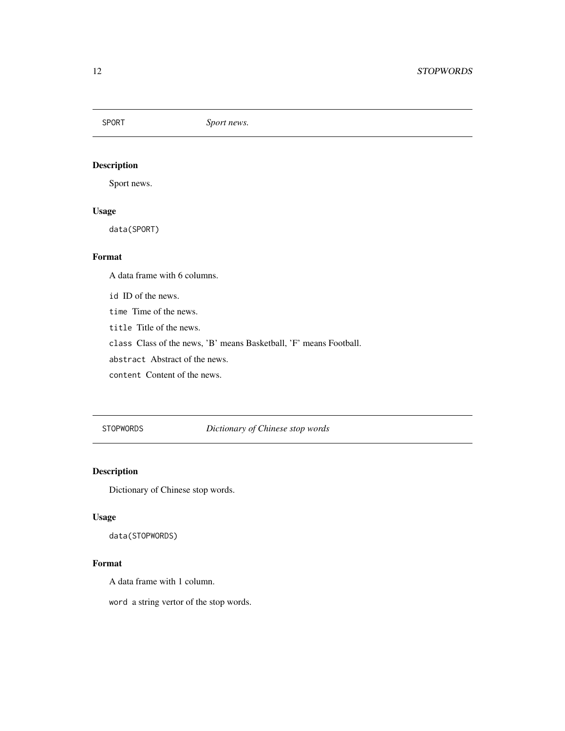## SPORT *Sport news.*

### Description

Sport news.

### Usage

```
data(SPORT)
```

### Format

A data frame with 6 columns.

- `id` ID of the news.
- `time` Time of the news.
- `title` Title of the news.
- `class` Class of the news, 'B' means Basketball, 'F' means Football.
- `abstract` Abstract of the news.
- `content` Content of the news.

## STOPWORDS *Dictionary of Chinese stop words*

### Description

Dictionary of Chinese stop words.

### Usage

```
data(STOPWORDS)
```

### Format

A data frame with 1 column.

- `word` a string vertor of the stop words.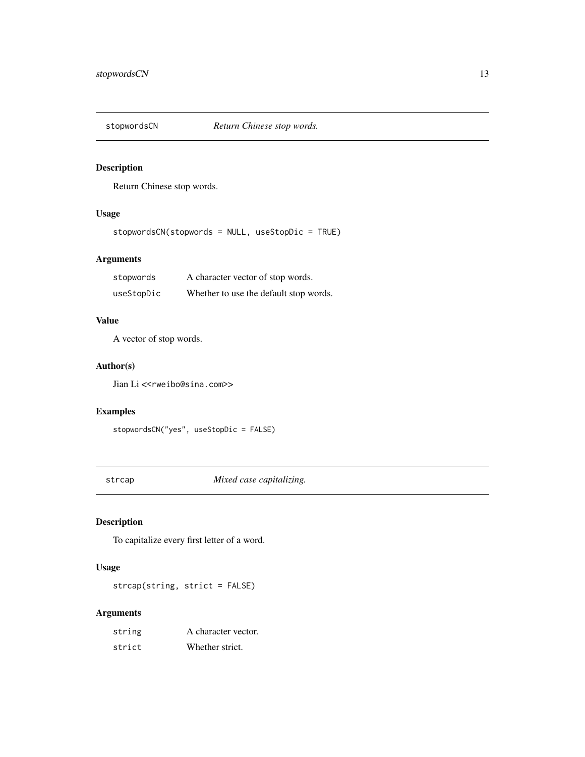## stopwordsCN — *Return Chinese stop words.*

### Description

Return Chinese stop words.

### Usage

```
stopwordsCN(stopwords = NULL, useStopDic = TRUE)
```

### Arguments

| | |
|---|---|
| stopwords | A character vector of stop words. |
| useStopDic | Whether to use the default stop words. |

### Value

A vector of stop words.

### Author(s)

Jian Li <<rweibo@sina.com>>

### Examples

```
stopwordsCN("yes", useStopDic = FALSE)
```

## strcap — *Mixed case capitalizing.*

### Description

To capitalize every first letter of a word.

### Usage

```
strcap(string, strict = FALSE)
```

### Arguments

| | |
|---|---|
| string | A character vector. |
| strict | Whether strict. |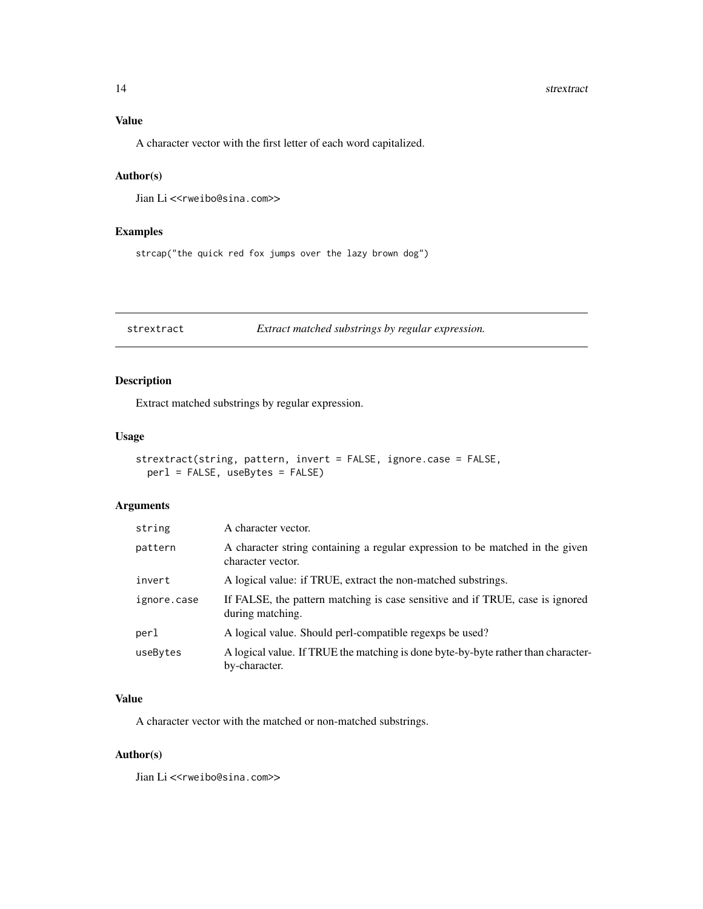### Value

A character vector with the first letter of each word capitalized.

### Author(s)

Jian Li <<rweibo@sina.com>>

### Examples

```
strcap("the quick red fox jumps over the lazy brown dog")
```

---

## strextract — *Extract matched substrings by regular expression.*

---

### Description

Extract matched substrings by regular expression.

### Usage

```
strextract(string, pattern, invert = FALSE, ignore.case = FALSE,
  perl = FALSE, useBytes = FALSE)
```

### Arguments

| Argument | Description |
|---|---|
| `string` | A character vector. |
| `pattern` | A character string containing a regular expression to be matched in the given character vector. |
| `invert` | A logical value: if TRUE, extract the non-matched substrings. |
| `ignore.case` | If FALSE, the pattern matching is case sensitive and if TRUE, case is ignored during matching. |
| `perl` | A logical value. Should perl-compatible regexps be used? |
| `useBytes` | A logical value. If TRUE the matching is done byte-by-byte rather than character-by-character. |

### Value

A character vector with the matched or non-matched substrings.

### Author(s)

Jian Li <<rweibo@sina.com>>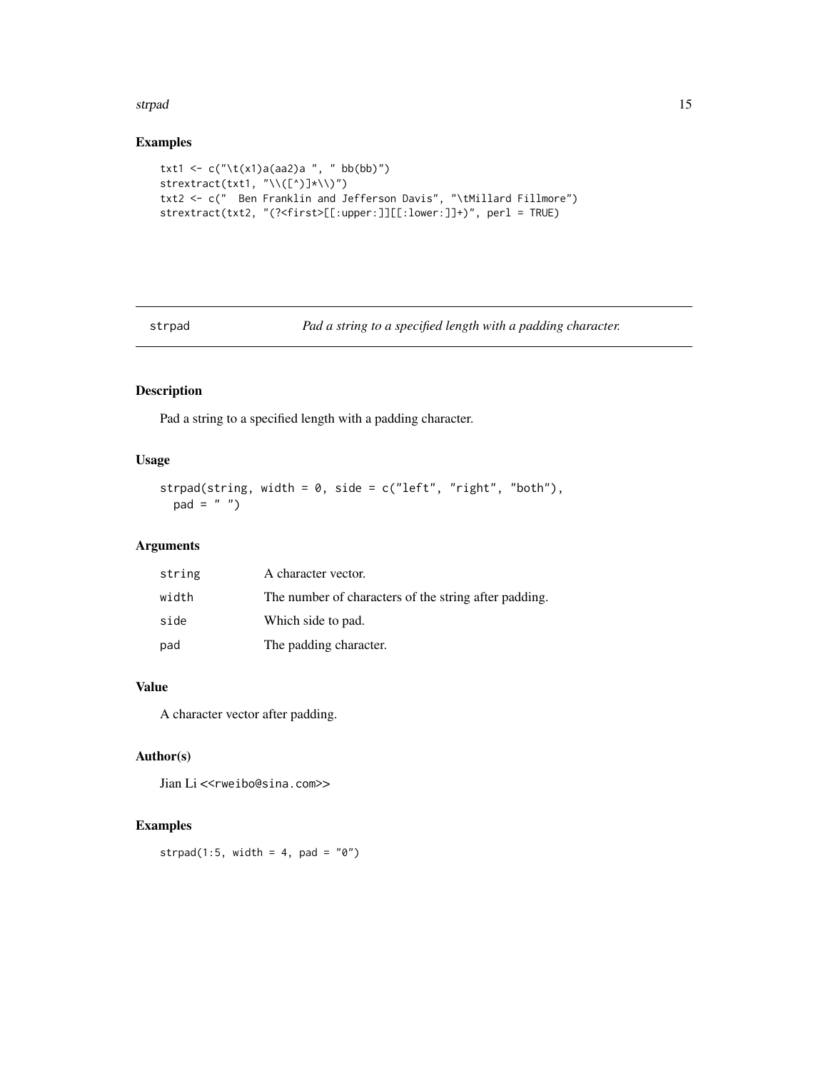### Examples

```
txt1 <- c("\t(x1)a(aa2)a ", " bb(bb)")
strextract(txt1, "\\([^)]*\\)")
txt2 <- c("  Ben Franklin and Jefferson Davis", "\tMillard Fillmore")
strextract(txt2, "(?<first>[[:upper:]][[:lower:]]+)", perl = TRUE)
```

---

## strpad *Pad a string to a specified length with a padding character.*

---

### Description

Pad a string to a specified length with a padding character.

### Usage

```
strpad(string, width = 0, side = c("left", "right", "both"),
  pad = " ")
```

### Arguments

| | |
|---|---|
| `string` | A character vector. |
| `width` | The number of characters of the string after padding. |
| `side` | Which side to pad. |
| `pad` | The padding character. |

### Value

A character vector after padding.

### Author(s)

Jian Li <<rweibo@sina.com>>

### Examples

```
strpad(1:5, width = 4, pad = "0")
```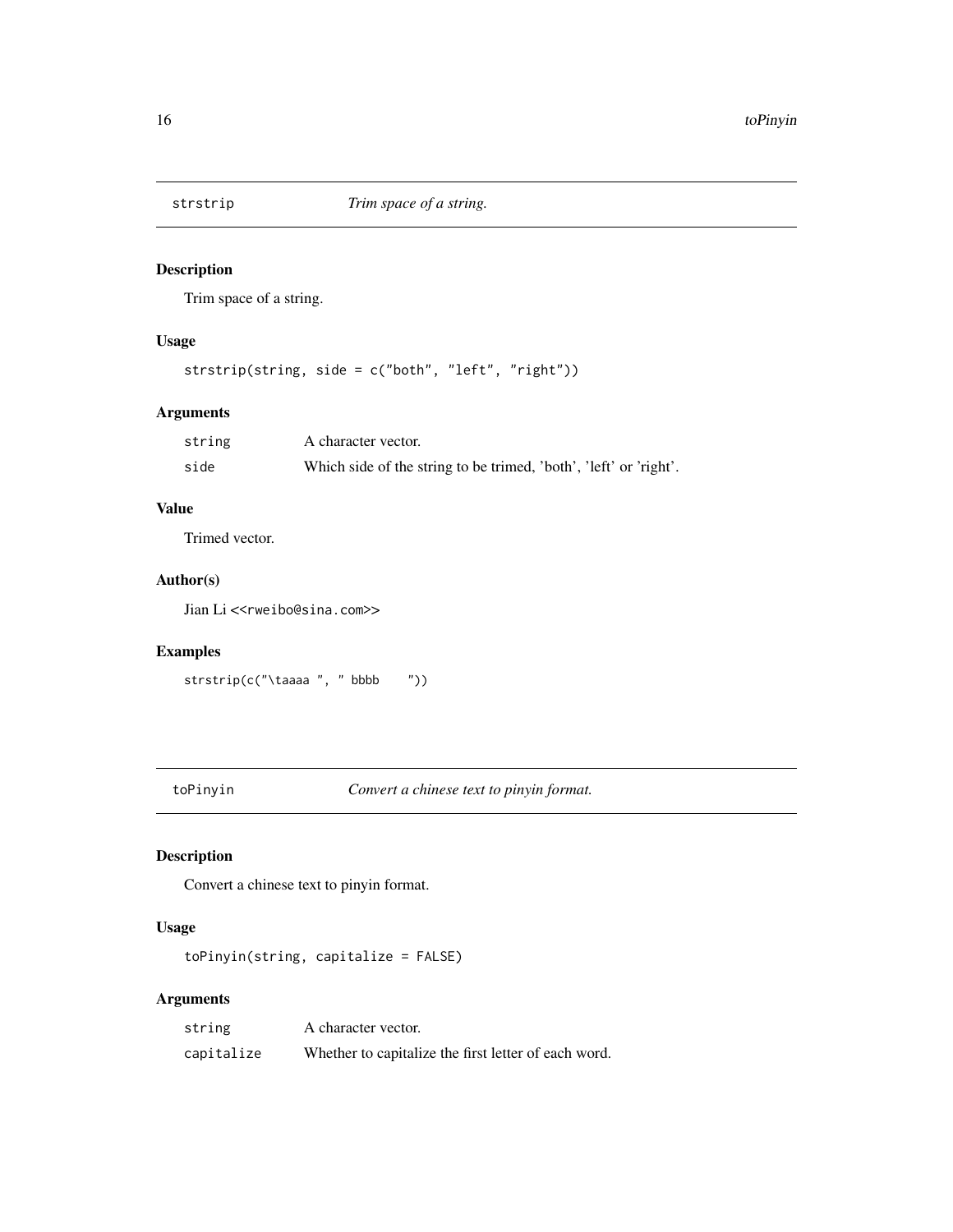## strstrip *Trim space of a string.*

### Description

Trim space of a string.

### Usage

```
strstrip(string, side = c("both", "left", "right"))
```

### Arguments

| | |
|---|---|
| `string` | A character vector. |
| `side` | Which side of the string to be trimed, 'both', 'left' or 'right'. |

### Value

Trimed vector.

### Author(s)

Jian Li <<rweibo@sina.com>>

### Examples

```
strstrip(c("\taaaa ", " bbbb    "))
```

## toPinyin *Convert a chinese text to pinyin format.*

### Description

Convert a chinese text to pinyin format.

### Usage

```
toPinyin(string, capitalize = FALSE)
```

### Arguments

| | |
|---|---|
| `string` | A character vector. |
| `capitalize` | Whether to capitalize the first letter of each word. |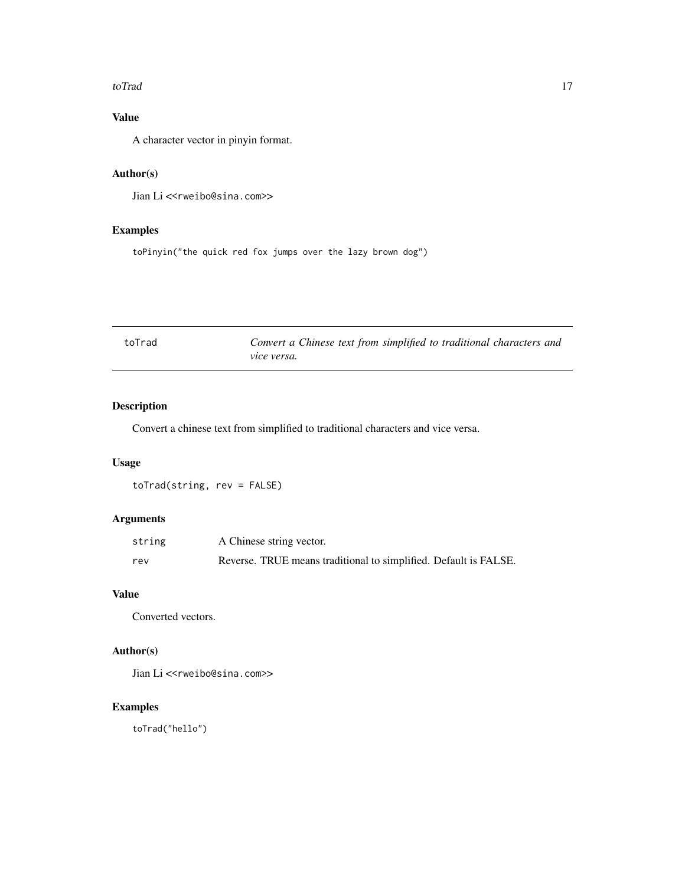### Value

A character vector in pinyin format.

### Author(s)

Jian Li <<rweibo@sina.com>>

### Examples

```
toPinyin("the quick red fox jumps over the lazy brown dog")
```

## toTrad — *Convert a Chinese text from simplified to traditional characters and vice versa.*

### Description

Convert a chinese text from simplified to traditional characters and vice versa.

### Usage

```
toTrad(string, rev = FALSE)
```

### Arguments

| | |
|---|---|
| string | A Chinese string vector. |
| rev | Reverse. TRUE means traditional to simplified. Default is FALSE. |

### Value

Converted vectors.

### Author(s)

Jian Li <<rweibo@sina.com>>

### Examples

```
toTrad("hello")
```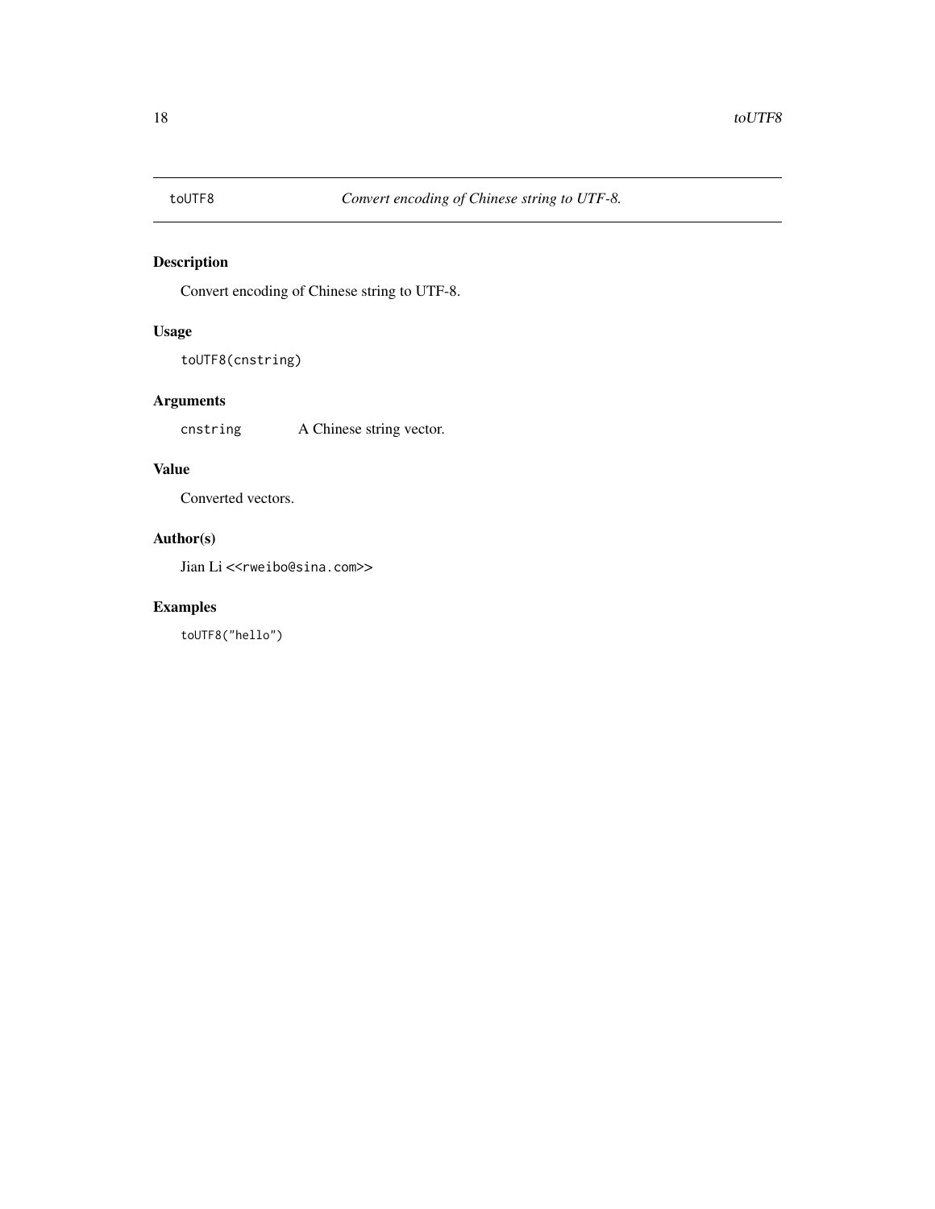## toUTF8 *Convert encoding of Chinese string to UTF-8.*

### Description

Convert encoding of Chinese string to UTF-8.

### Usage

```
toUTF8(cnstring)
```

### Arguments

| | |
|---|---|
| `cnstring` | A Chinese string vector. |

### Value

Converted vectors.

### Author(s)

Jian Li <<rweibo@sina.com>>

### Examples

```
toUTF8("hello")
```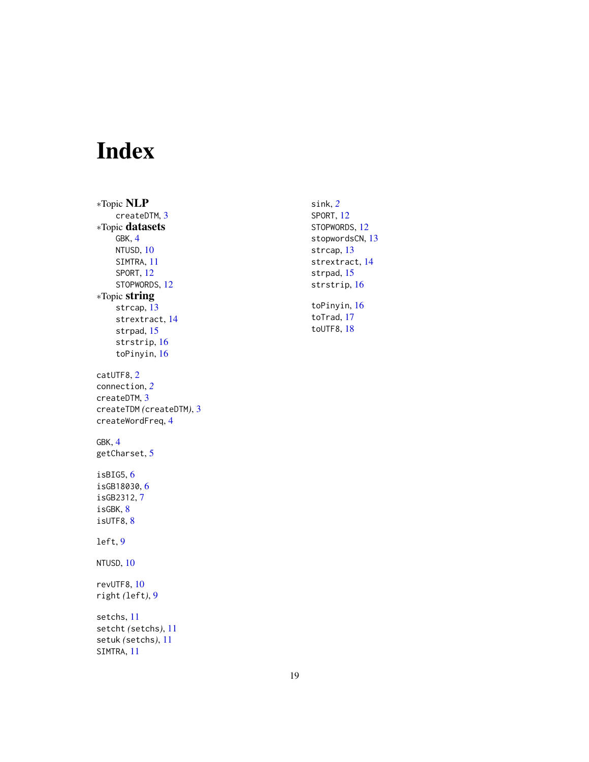# Index

*Topic **NLP**
- createDTM, 3

*Topic **datasets**
- GBK, 4
- NTUSD, 10
- SIMTRA, 11
- SPORT, 12
- STOPWORDS, 12

*Topic **string**
- strcap, 13
- strextract, 14
- strpad, 15
- strstrip, 16
- toPinyin, 16

catUTF8, 2
connection, *2*
createDTM, 3
createTDM *(*createDTM*)*, 3
createWordFreq, 4

GBK, 4
getCharset, 5

isBIG5, 6
isGB18030, 6
isGB2312, 7
isGBK, 8
isUTF8, 8

left, 9

NTUSD, 10

revUTF8, 10
right *(*left*)*, 9

setchs, 11
setcht *(*setchs*)*, 11
setuk *(*setchs*)*, 11
SIMTRA, 11
sink, *2*
SPORT, 12
STOPWORDS, 12
stopwordsCN, 13
strcap, 13
strextract, 14
strpad, 15
strstrip, 16

toPinyin, 16
toTrad, 17
toUTF8, 18